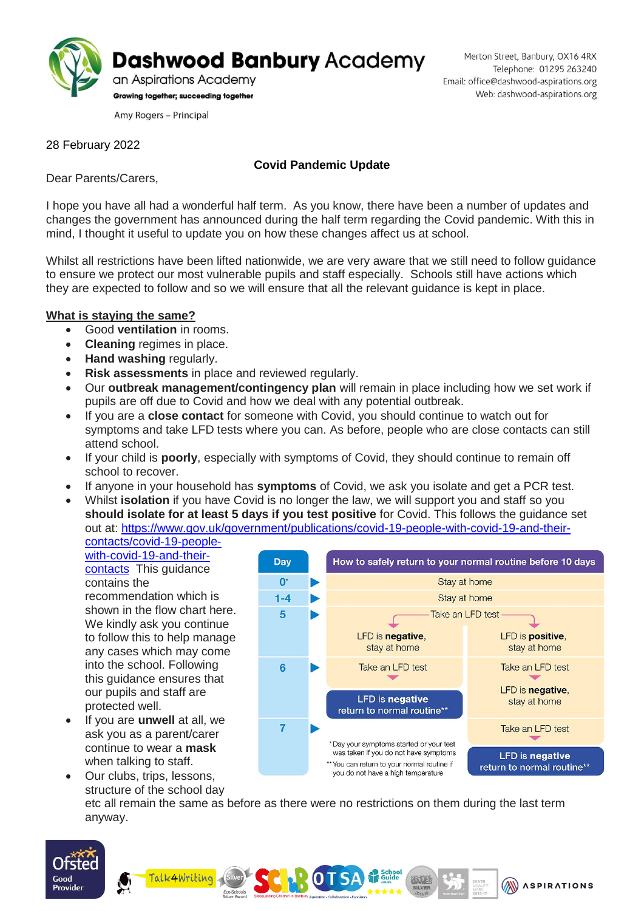**Dashwood Banbury Academy**
an Aspirations Academy
Growing together; succeeding together

Amy Rogers – Principal

Merton Street, Banbury, OX16 4RX
Telephone: 01295 263240
Email: office@dashwood-aspirations.org
Web: dashwood-aspirations.org

28 February 2022

**Covid Pandemic Update**

Dear Parents/Carers,

I hope you have all had a wonderful half term. As you know, there have been a number of updates and changes the government has announced during the half term regarding the Covid pandemic. With this in mind, I thought it useful to update you on how these changes affect us at school.

Whilst all restrictions have been lifted nationwide, we are very aware that we still need to follow guidance to ensure we protect our most vulnerable pupils and staff especially. Schools still have actions which they are expected to follow and so we will ensure that all the relevant guidance is kept in place.

**What is staying the same?**

- Good **ventilation** in rooms.
- **Cleaning** regimes in place.
- **Hand washing** regularly.
- **Risk assessments** in place and reviewed regularly.
- Our **outbreak management/contingency plan** will remain in place including how we set work if pupils are off due to Covid and how we deal with any potential outbreak.
- If you are a **close contact** for someone with Covid, you should continue to watch out for symptoms and take LFD tests where you can. As before, people who are close contacts can still attend school.
- If your child is **poorly**, especially with symptoms of Covid, they should continue to remain off school to recover.
- If anyone in your household has **symptoms** of Covid, we ask you isolate and get a PCR test.
- Whilst **isolation** if you have Covid is no longer the law, we will support you and staff so you **should isolate for at least 5 days if you test positive** for Covid. This follows the guidance set out at: https://www.gov.uk/government/publications/covid-19-people-with-covid-19-and-their-contacts/covid-19-people-with-covid-19-and-their-contacts This guidance contains the recommendation which is shown in the flow chart here. We kindly ask you continue to follow this to help manage any cases which may come into the school. Following this guidance ensures that our pupils and staff are protected well.
- If you are **unwell** at all, we ask you as a parent/carer continue to wear a **mask** when talking to staff.
- Our clubs, trips, lessons, structure of the school day etc all remain the same as before as there were no restrictions on them during the last term anyway.

| Day | How to safely return to your normal routine before 10 days | |
|---|---|---|
| 0* | Stay at home | |
| 1-4 | Stay at home | |
| 5 | Take an LFD test | |
| | LFD is **negative**, stay at home | LFD is **positive**, stay at home |
| 6 | Take an LFD test | Take an LFD test |
| | **LFD is negative return to normal routine**** | LFD is **negative**, stay at home |
| 7 | | Take an LFD test |
| | | **LFD is negative return to normal routine**** |

*Day your symptoms started or your test was taken if you do not have symptoms

**You can return to your normal routine if you do not have a high temperature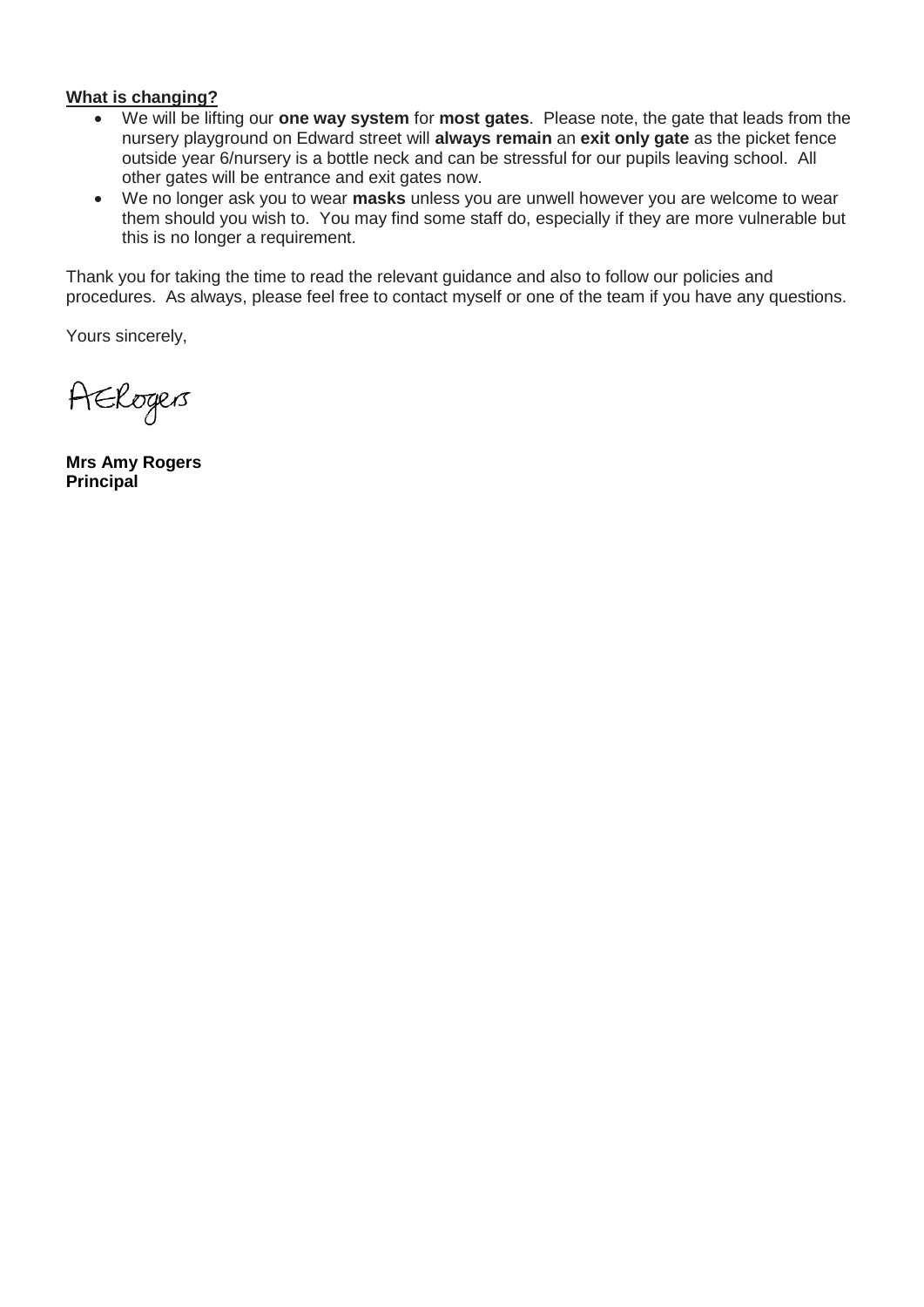**What is changing?**

- We will be lifting our **one way system** for **most gates**. Please note, the gate that leads from the nursery playground on Edward street will **always remain** an **exit only gate** as the picket fence outside year 6/nursery is a bottle neck and can be stressful for our pupils leaving school. All other gates will be entrance and exit gates now.
- We no longer ask you to wear **masks** unless you are unwell however you are welcome to wear them should you wish to. You may find some staff do, especially if they are more vulnerable but this is no longer a requirement.

Thank you for taking the time to read the relevant guidance and also to follow our policies and procedures. As always, please feel free to contact myself or one of the team if you have any questions.

Yours sincerely,

AERogers

**Mrs Amy Rogers**
**Principal**